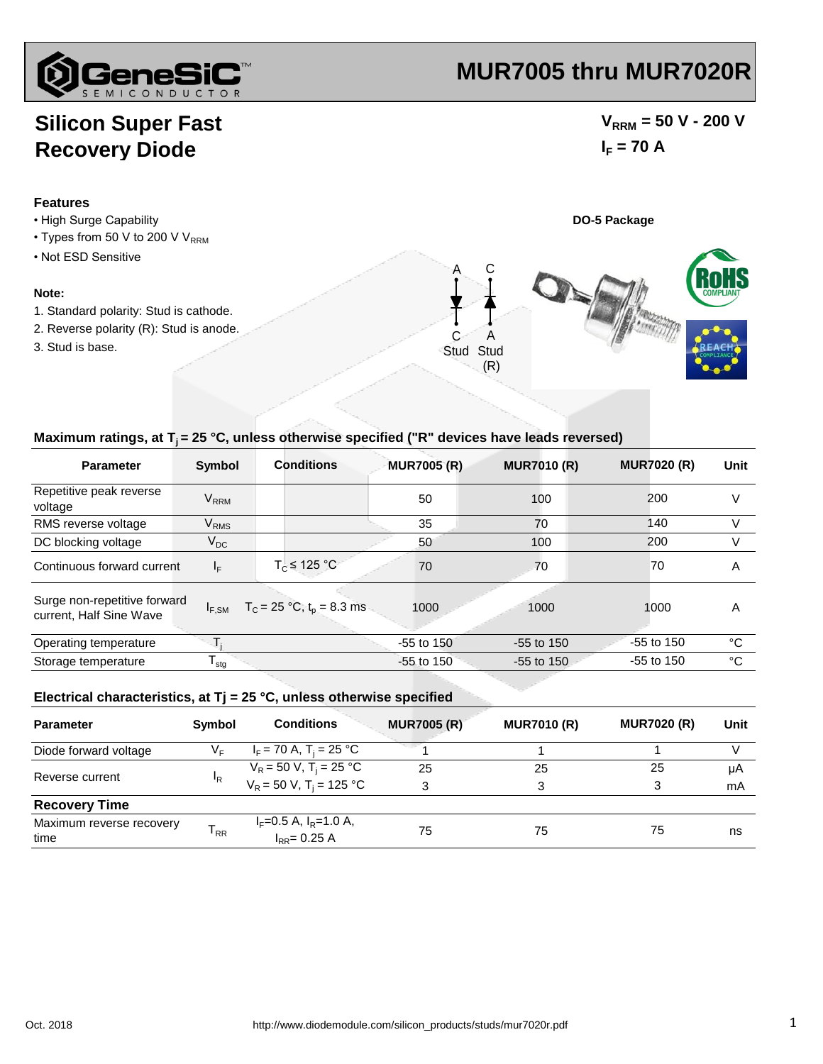# MUR7005 thru MUR7020R

## Silicon Super Fast Recovery Diode

$V_{RRM}$ = 50 V - 200 V

$I_F$ = 70 A

### Features

- High Surge Capability
- Types from 50 V to 200 V $V_{RRM}$
- Not ESD Sensitive

DO-5 Package

### Note:

1. Standard polarity: Stud is cathode.
2. Reverse polarity (R): Stud is anode.
3. Stud is base.

A C

C Stud A Stud (R)

### Maximum ratings, at $T_j$ = 25 °C, unless otherwise specified ("R" devices have leads reversed)

| Parameter | Symbol | Conditions | MUR7005 (R) | MUR7010 (R) | MUR7020 (R) | Unit |
|---|---|---|---|---|---|---|
| Repetitive peak reverse voltage | $V_{RRM}$ | | 50 | 100 | 200 | V |
| RMS reverse voltage | $V_{RMS}$ | | 35 | 70 | 140 | V |
| DC blocking voltage | $V_{DC}$ | | 50 | 100 | 200 | V |
| Continuous forward current | $I_F$ | $T_C \leq$ 125 °C | 70 | 70 | 70 | A |
| Surge non-repetitive forward current, Half Sine Wave | $I_{F,SM}$ | $T_C$ = 25 °C, $t_p$ = 8.3 ms | 1000 | 1000 | 1000 | A |
| Operating temperature | $T_j$ | | -55 to 150 | -55 to 150 | -55 to 150 | °C |
| Storage temperature | $T_{stg}$ | | -55 to 150 | -55 to 150 | -55 to 150 | °C |

### Electrical characteristics, at Tj = 25 °C, unless otherwise specified

| Parameter | Symbol | Conditions | MUR7005 (R) | MUR7010 (R) | MUR7020 (R) | Unit |
|---|---|---|---|---|---|---|
| Diode forward voltage | $V_F$ | $I_F$ = 70 A, $T_j$ = 25 °C | 1 | 1 | 1 | V |
| Reverse current | $I_R$ | $V_R$ = 50 V, $T_j$ = 25 °C | 25 | 25 | 25 | μA |
| | | $V_R$ = 50 V, $T_j$ = 125 °C | 3 | 3 | 3 | mA |
| **Recovery Time** | | | | | | |
| Maximum reverse recovery time | $T_{RR}$ | $I_F$=0.5 A, $I_R$=1.0 A, $I_{RR}$= 0.25 A | 75 | 75 | 75 | ns |

Oct. 2018

http://www.diodemodule.com/silicon_products/studs/mur7020r.pdf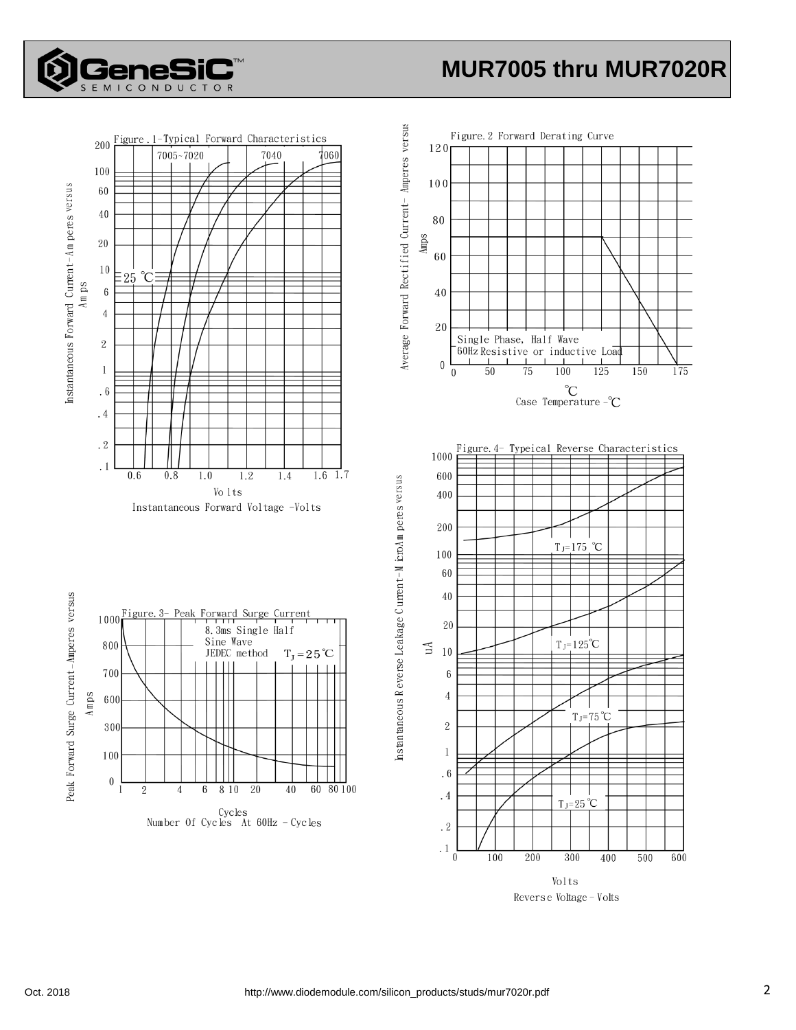# MUR7005 thru MUR7020R

Figure.1-Typical Forward Characteristics

7005~7020 7040 7060

25 ℃

Instantaneous Forward Current-Amperes versus Amps

Volts
Instantaneous Forward Voltage -Volts

Figure.2 Forward Derating Curve

Single Phase, Half Wave
60Hz Resistive or inductive Load

Average Forward Rectified Current- Amperes versus Amps

℃
Case Temperature -℃

Figure.3- Peak Forward Surge Current

8.3ms Single Half
Sine Wave
JEDEC method $T_J=25℃$

Peak Forward Surge Current-Amperes versus Amps

Cycles
Number Of Cycles At 60Hz - Cycles

Figure.4- Typeical Reverse Characteristics

$T_J$=175 ℃

$T_J$=125℃

$T_J$=75℃

$T_J$=25℃

Instantaneous Reverse Leakage Current-MicroAmperes versus uA

Volts
Reverse Voltage-Volts

Oct. 2018

http://www.diodemodule.com/silicon_products/studs/mur7020r.pdf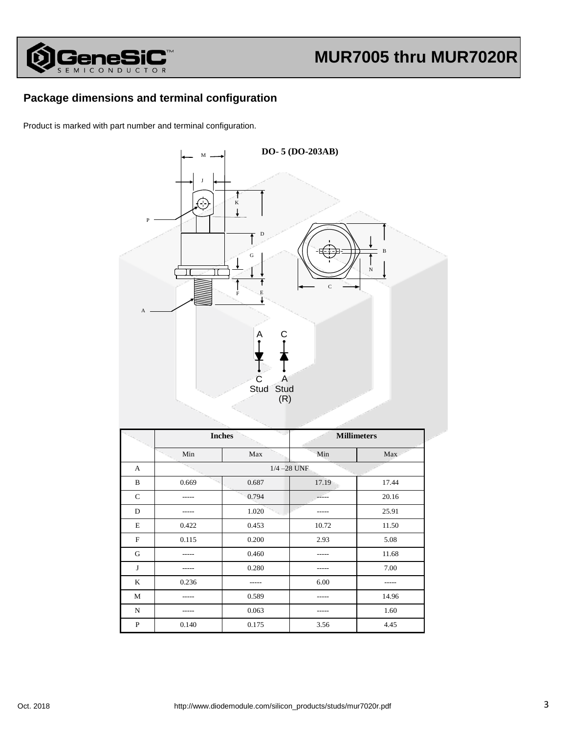## Package dimensions and terminal configuration

Product is marked with part number and terminal configuration.

**DO- 5 (DO-203AB)**

M
J
K
P
D
G
B
N
C
F
E
A

A C

C A
Stud Stud
(R)

| | Inches | | Millimeters | |
|---|---|---|---|---|
| | Min | Max | Min | Max |
| A | 1/4 –28 UNF | | | |
| B | 0.669 | 0.687 | 17.19 | 17.44 |
| C | ----- | 0.794 | ----- | 20.16 |
| D | ----- | 1.020 | ----- | 25.91 |
| E | 0.422 | 0.453 | 10.72 | 11.50 |
| F | 0.115 | 0.200 | 2.93 | 5.08 |
| G | ----- | 0.460 | ----- | 11.68 |
| J | ----- | 0.280 | ----- | 7.00 |
| K | 0.236 | ----- | 6.00 | ----- |
| M | ----- | 0.589 | ----- | 14.96 |
| N | ----- | 0.063 | ----- | 1.60 |
| P | 0.140 | 0.175 | 3.56 | 4.45 |